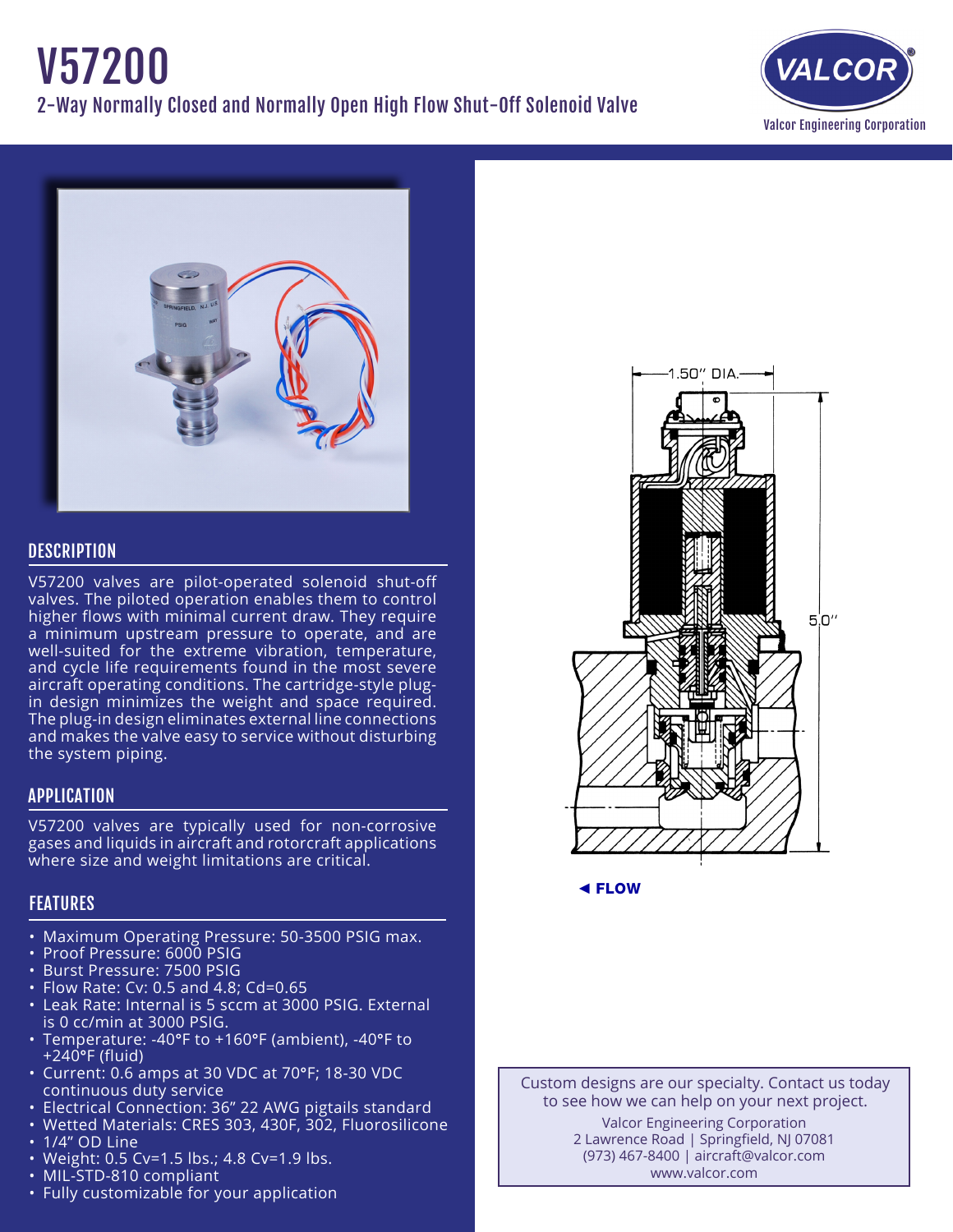# V57200

## 2-Way Normally Closed and Normally Open High Flow Shut-Off Solenoid Valve

VALCOR®

Valcor Engineering Corporation

1.50" DIA.

5.0"

◄ FLOW

## DESCRIPTION

V57200 valves are pilot-operated solenoid shut-off valves. The piloted operation enables them to control higher flows with minimal current draw. They require a minimum upstream pressure to operate, and are well-suited for the extreme vibration, temperature, and cycle life requirements found in the most severe aircraft operating conditions. The cartridge-style plug-in design minimizes the weight and space required. The plug-in design eliminates external line connections and makes the valve easy to service without disturbing the system piping.

## APPLICATION

V57200 valves are typically used for non-corrosive gases and liquids in aircraft and rotorcraft applications where size and weight limitations are critical.

## FEATURES

- Maximum Operating Pressure: 50-3500 PSIG max.
- Proof Pressure: 6000 PSIG
- Burst Pressure: 7500 PSIG
- Flow Rate: Cv: 0.5 and 4.8; Cd=0.65
- Leak Rate: Internal is 5 sccm at 3000 PSIG. External is 0 cc/min at 3000 PSIG.
- Temperature: -40°F to +160°F (ambient), -40°F to +240°F (fluid)
- Current: 0.6 amps at 30 VDC at 70°F; 18-30 VDC continuous duty service
- Electrical Connection: 36" 22 AWG pigtails standard
- Wetted Materials: CRES 303, 430F, 302, Fluorosilicone
- 1/4" OD Line
- Weight: 0.5 Cv=1.5 lbs.; 4.8 Cv=1.9 lbs.
- MIL-STD-810 compliant
- Fully customizable for your application

Custom designs are our specialty. Contact us today to see how we can help on your next project.

Valcor Engineering Corporation
2 Lawrence Road | Springfield, NJ 07081
(973) 467-8400 | aircraft@valcor.com
www.valcor.com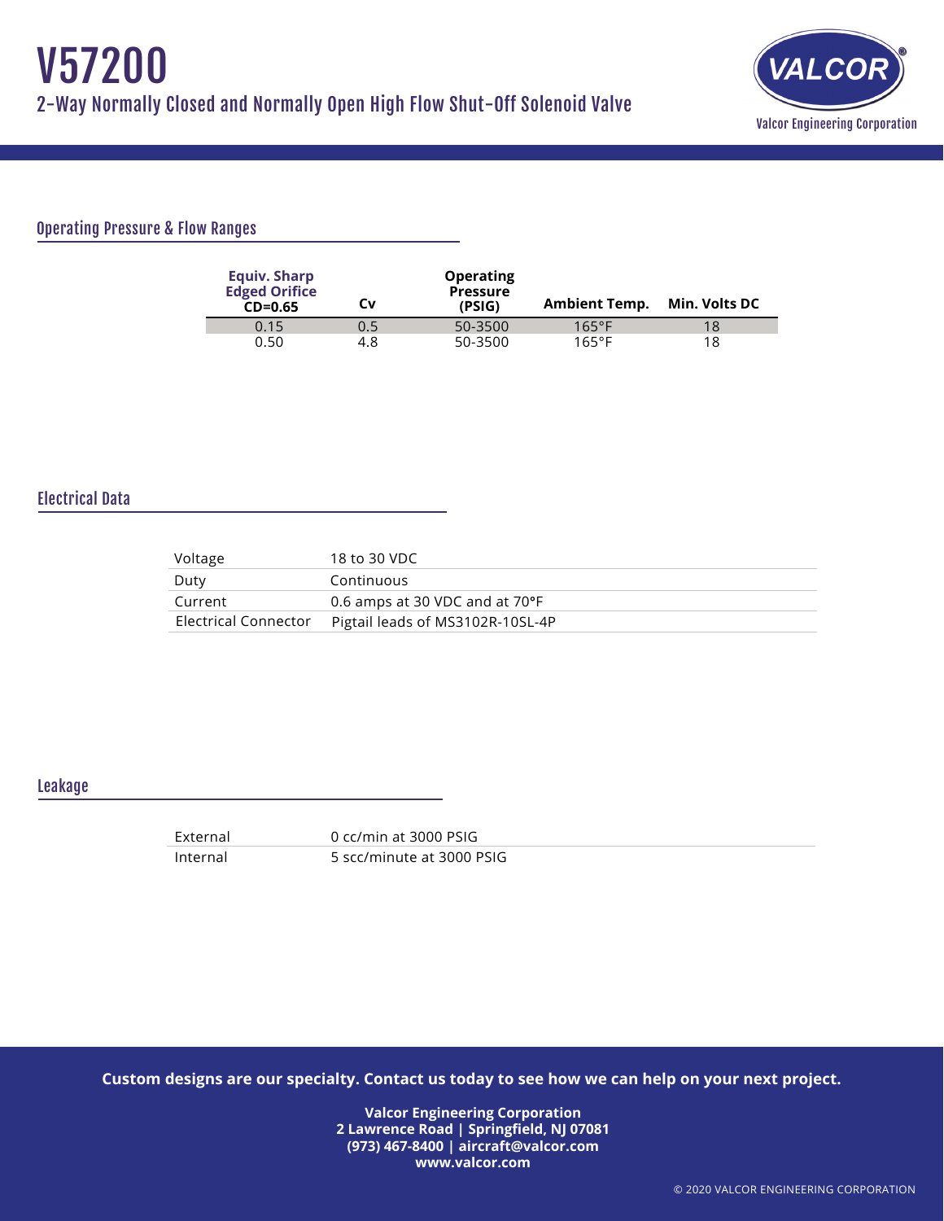# V57200

## 2-Way Normally Closed and Normally Open High Flow Shut-Off Solenoid Valve

Valcor Engineering Corporation

### Operating Pressure & Flow Ranges

| Equiv. Sharp Edged Orifice CD=0.65 | Cv | Operating Pressure (PSIG) | Ambient Temp. | Min. Volts DC |
|---|---|---|---|---|
| 0.15 | 0.5 | 50-3500 | 165°F | 18 |
| 0.50 | 4.8 | 50-3500 | 165°F | 18 |

### Electrical Data

| | |
|---|---|
| Voltage | 18 to 30 VDC |
| Duty | Continuous |
| Current | 0.6 amps at 30 VDC and at 70°F |
| Electrical Connector | Pigtail leads of MS3102R-10SL-4P |

### Leakage

| | |
|---|---|
| External | 0 cc/min at 3000 PSIG |
| Internal | 5 scc/minute at 3000 PSIG |

**Custom designs are our specialty. Contact us today to see how we can help on your next project.**

**Valcor Engineering Corporation**
**2 Lawrence Road | Springfield, NJ 07081**
**(973) 467-8400 | aircraft@valcor.com**
**www.valcor.com**

© 2020 VALCOR ENGINEERING CORPORATION